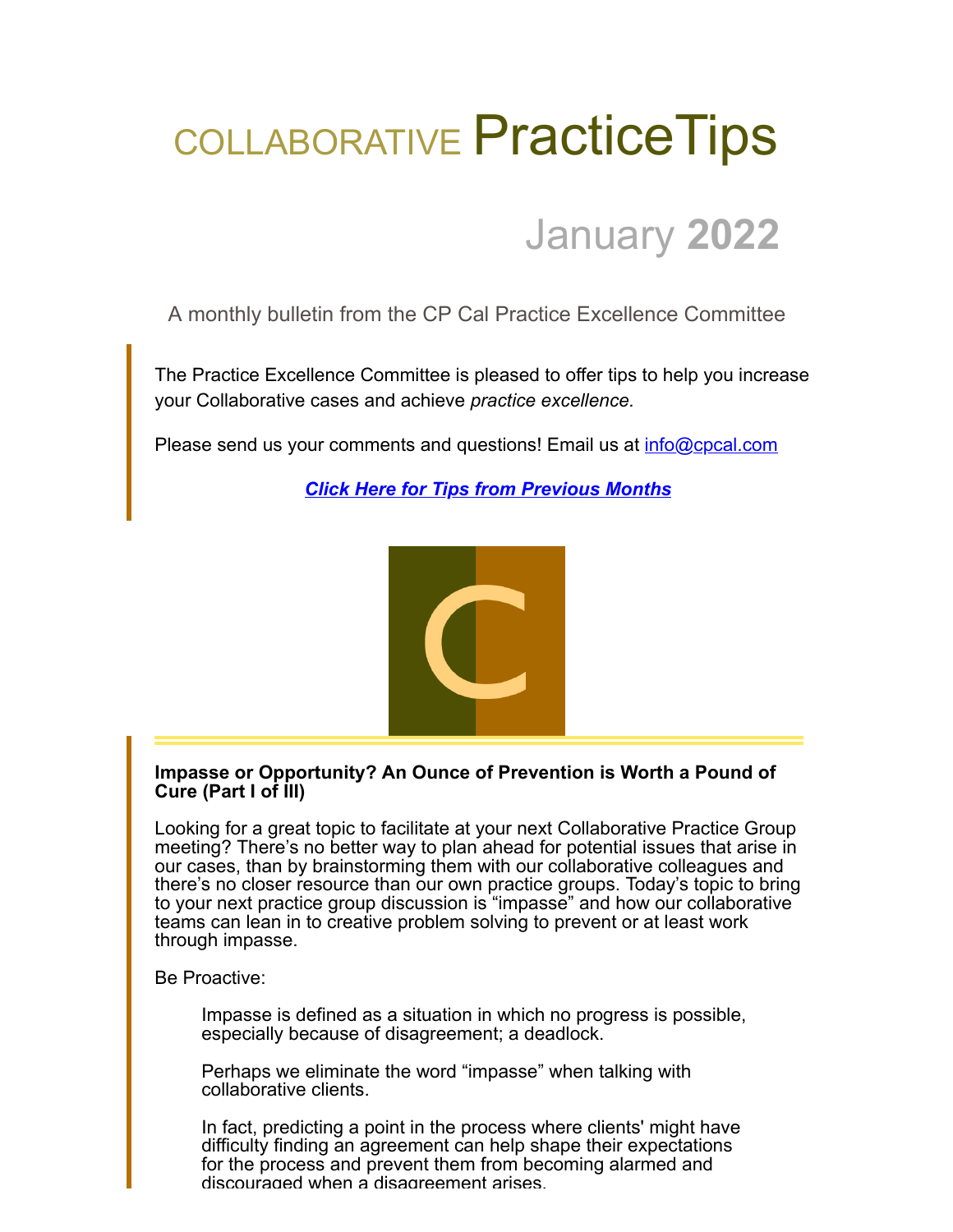# COLLABORATIVE PracticeTips

## January **2022**

A monthly bulletin from the CP Cal Practice Excellence Committee

The Practice Excellence Committee is pleased to offer tips to help you increase your Collaborative cases and achieve *practice excellence.*

Please send us your comments and questions! Email us at info@cpcal.com

***Click Here for Tips from Previous Months***

**Impasse or Opportunity? An Ounce of Prevention is Worth a Pound of Cure (Part I of III)**

Looking for a great topic to facilitate at your next Collaborative Practice Group meeting? There's no better way to plan ahead for potential issues that arise in our cases, than by brainstorming them with our collaborative colleagues and there's no closer resource than our own practice groups. Today's topic to bring to your next practice group discussion is "impasse" and how our collaborative teams can lean in to creative problem solving to prevent or at least work through impasse.

Be Proactive:

> Impasse is defined as a situation in which no progress is possible, especially because of disagreement; a deadlock.
>
> Perhaps we eliminate the word "impasse" when talking with collaborative clients.
>
> In fact, predicting a point in the process where clients' might have difficulty finding an agreement can help shape their expectations for the process and prevent them from becoming alarmed and discouraged when a disagreement arises.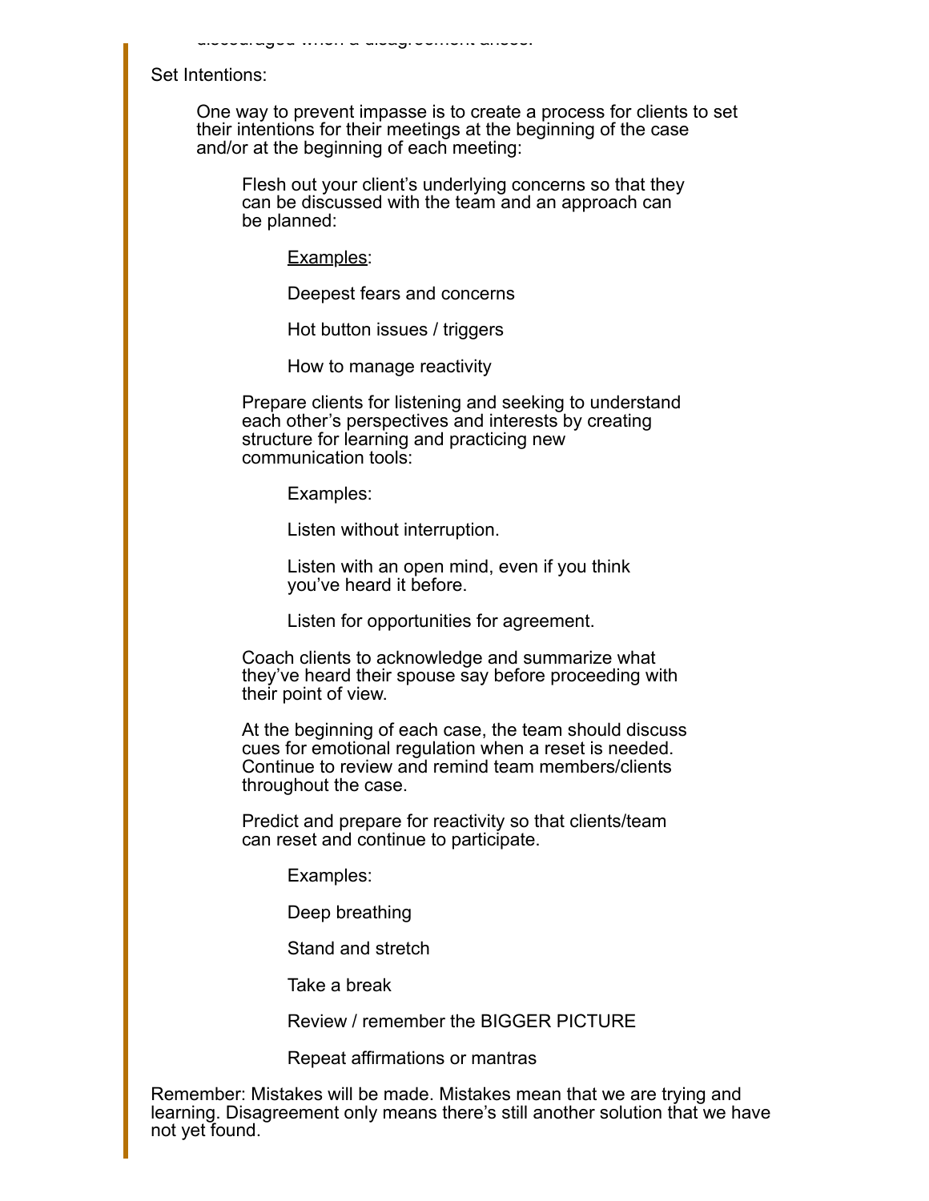discouraged when a disagreement arises.

Set Intentions:

One way to prevent impasse is to create a process for clients to set their intentions for their meetings at the beginning of the case and/or at the beginning of each meeting:

Flesh out your client's underlying concerns so that they can be discussed with the team and an approach can be planned:

<u>Examples</u>:

- Deepest fears and concerns
- Hot button issues / triggers
- How to manage reactivity

Prepare clients for listening and seeking to understand each other's perspectives and interests by creating structure for learning and practicing new communication tools:

Examples:

- Listen without interruption.
- Listen with an open mind, even if you think you've heard it before.
- Listen for opportunities for agreement.

Coach clients to acknowledge and summarize what they've heard their spouse say before proceeding with their point of view.

At the beginning of each case, the team should discuss cues for emotional regulation when a reset is needed. Continue to review and remind team members/clients throughout the case.

Predict and prepare for reactivity so that clients/team can reset and continue to participate.

Examples:

- Deep breathing
- Stand and stretch
- Take a break
- Review / remember the BIGGER PICTURE
- Repeat affirmations or mantras

Remember: Mistakes will be made. Mistakes mean that we are trying and learning. Disagreement only means there's still another solution that we have not yet found.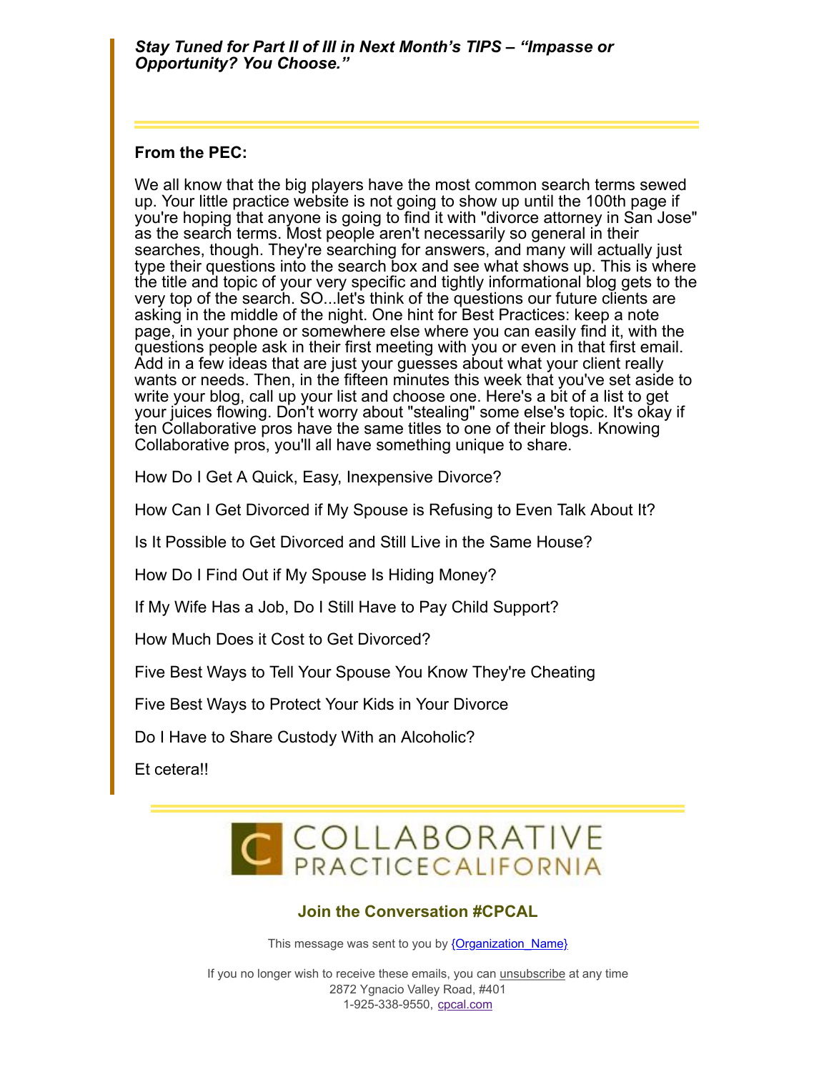***Stay Tuned for Part II of III in Next Month's TIPS – "Impasse or Opportunity? You Choose."***

**From the PEC:**

We all know that the big players have the most common search terms sewed up. Your little practice website is not going to show up until the 100th page if you're hoping that anyone is going to find it with "divorce attorney in San Jose" as the search terms. Most people aren't necessarily so general in their searches, though. They're searching for answers, and many will actually just type their questions into the search box and see what shows up. This is where the title and topic of your very specific and tightly informational blog gets to the very top of the search. SO...let's think of the questions our future clients are asking in the middle of the night. One hint for Best Practices: keep a note page, in your phone or somewhere else where you can easily find it, with the questions people ask in their first meeting with you or even in that first email. Add in a few ideas that are just your guesses about what your client really wants or needs. Then, in the fifteen minutes this week that you've set aside to write your blog, call up your list and choose one. Here's a bit of a list to get your juices flowing. Don't worry about "stealing" some else's topic. It's okay if ten Collaborative pros have the same titles to one of their blogs. Knowing Collaborative pros, you'll all have something unique to share.

How Do I Get A Quick, Easy, Inexpensive Divorce?

How Can I Get Divorced if My Spouse is Refusing to Even Talk About It?

Is It Possible to Get Divorced and Still Live in the Same House?

How Do I Find Out if My Spouse Is Hiding Money?

If My Wife Has a Job, Do I Still Have to Pay Child Support?

How Much Does it Cost to Get Divorced?

Five Best Ways to Tell Your Spouse You Know They're Cheating

Five Best Ways to Protect Your Kids in Your Divorce

Do I Have to Share Custody With an Alcoholic?

Et cetera!!

COLLABORATIVE PRACTICECALIFORNIA

**Join the Conversation #CPCAL**

This message was sent to you by {Organization_Name}

If you no longer wish to receive these emails, you can unsubscribe at any time
2872 Ygnacio Valley Road, #401
1-925-338-9550, cpcal.com